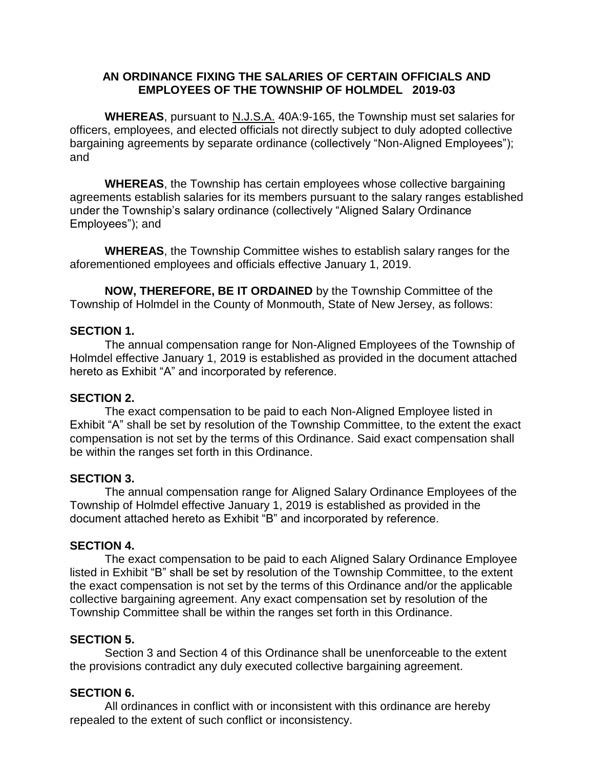# AN ORDINANCE FIXING THE SALARIES OF CERTAIN OFFICIALS AND EMPLOYEES OF THE TOWNSHIP OF HOLMDEL 2019-03

**WHEREAS**, pursuant to N.J.S.A. 40A:9-165, the Township must set salaries for officers, employees, and elected officials not directly subject to duly adopted collective bargaining agreements by separate ordinance (collectively "Non-Aligned Employees"); and

**WHEREAS**, the Township has certain employees whose collective bargaining agreements establish salaries for its members pursuant to the salary ranges established under the Township's salary ordinance (collectively "Aligned Salary Ordinance Employees"); and

**WHEREAS**, the Township Committee wishes to establish salary ranges for the aforementioned employees and officials effective January 1, 2019.

**NOW, THEREFORE, BE IT ORDAINED** by the Township Committee of the Township of Holmdel in the County of Monmouth, State of New Jersey, as follows:

**SECTION 1.**

The annual compensation range for Non-Aligned Employees of the Township of Holmdel effective January 1, 2019 is established as provided in the document attached hereto as Exhibit "A" and incorporated by reference.

**SECTION 2.**

The exact compensation to be paid to each Non-Aligned Employee listed in Exhibit "A" shall be set by resolution of the Township Committee, to the extent the exact compensation is not set by the terms of this Ordinance. Said exact compensation shall be within the ranges set forth in this Ordinance.

**SECTION 3.**

The annual compensation range for Aligned Salary Ordinance Employees of the Township of Holmdel effective January 1, 2019 is established as provided in the document attached hereto as Exhibit "B" and incorporated by reference.

**SECTION 4.**

The exact compensation to be paid to each Aligned Salary Ordinance Employee listed in Exhibit "B" shall be set by resolution of the Township Committee, to the extent the exact compensation is not set by the terms of this Ordinance and/or the applicable collective bargaining agreement. Any exact compensation set by resolution of the Township Committee shall be within the ranges set forth in this Ordinance.

**SECTION 5.**

Section 3 and Section 4 of this Ordinance shall be unenforceable to the extent the provisions contradict any duly executed collective bargaining agreement.

**SECTION 6.**

All ordinances in conflict with or inconsistent with this ordinance are hereby repealed to the extent of such conflict or inconsistency.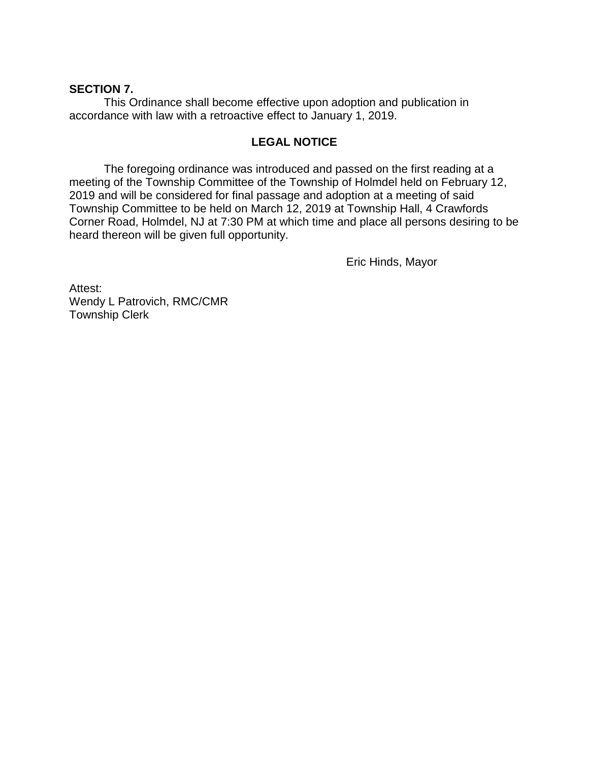**SECTION 7.**

This Ordinance shall become effective upon adoption and publication in accordance with law with a retroactive effect to January 1, 2019.

**LEGAL NOTICE**

The foregoing ordinance was introduced and passed on the first reading at a meeting of the Township Committee of the Township of Holmdel held on February 12, 2019 and will be considered for final passage and adoption at a meeting of said Township Committee to be held on March 12, 2019 at Township Hall, 4 Crawfords Corner Road, Holmdel, NJ at 7:30 PM at which time and place all persons desiring to be heard thereon will be given full opportunity.

Eric Hinds, Mayor

Attest:
Wendy L Patrovich, RMC/CMR
Township Clerk